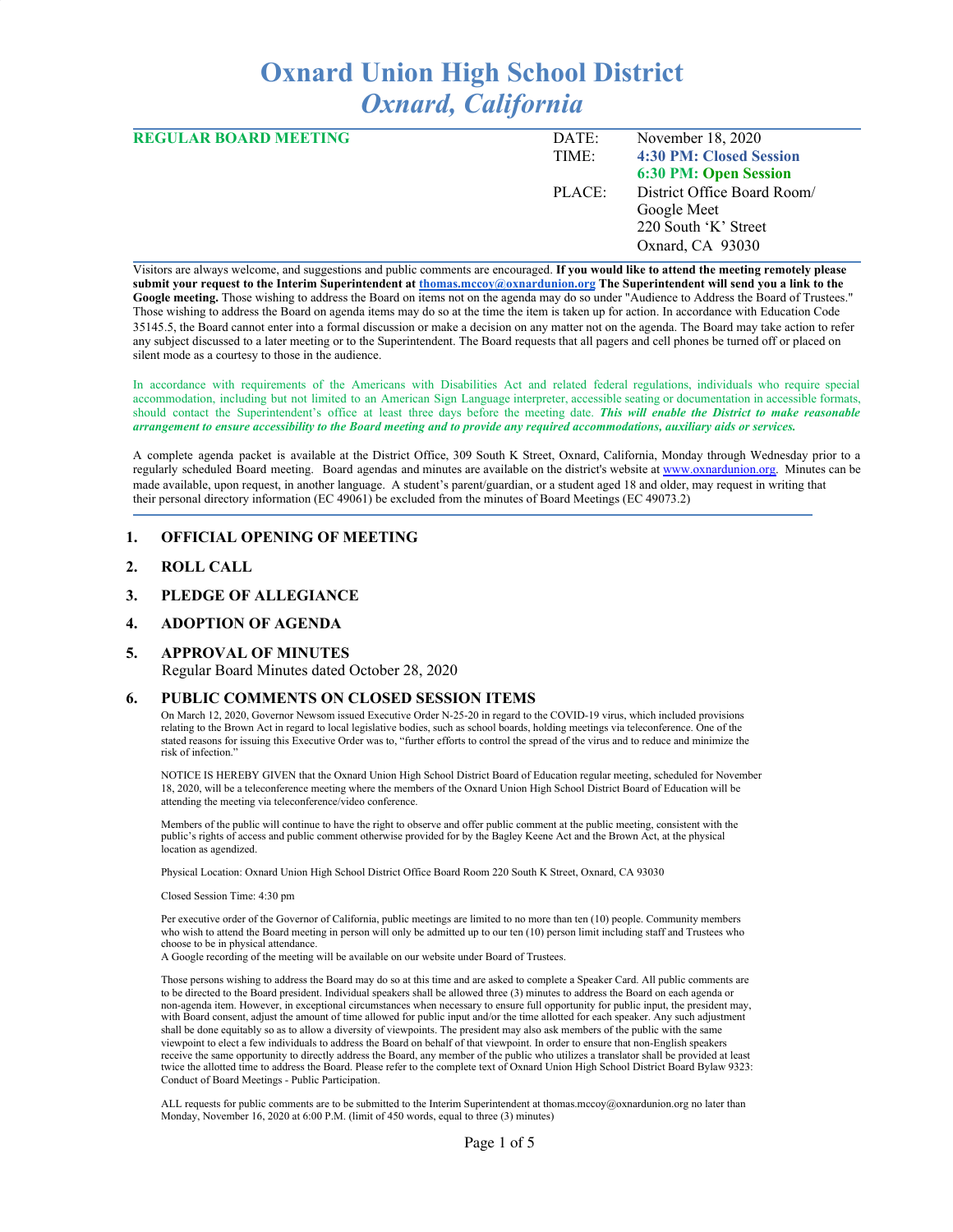# Oxnard Union High School District
## *Oxnard, California*

| **REGULAR BOARD MEETING** | DATE: | November 18, 2020 |
|---|---|---|
| | TIME: | **4:30 PM: Closed Session** |
| | | **6:30 PM: Open Session** |
| | PLACE: | District Office Board Room/ Google Meet 220 South 'K' Street Oxnard, CA 93030 |

Visitors are always welcome, and suggestions and public comments are encouraged. **If you would like to attend the meeting remotely please submit your request to the Interim Superintendent at thomas.mccoy@oxnardunion.org The Superintendent will send you a link to the Google meeting.** Those wishing to address the Board on items not on the agenda may do so under "Audience to Address the Board of Trustees." Those wishing to address the Board on agenda items may do so at the time the item is taken up for action. In accordance with Education Code 35145.5, the Board cannot enter into a formal discussion or make a decision on any matter not on the agenda. The Board may take action to refer any subject discussed to a later meeting or to the Superintendent. The Board requests that all pagers and cell phones be turned off or placed on silent mode as a courtesy to those in the audience.

In accordance with requirements of the Americans with Disabilities Act and related federal regulations, individuals who require special accommodation, including but not limited to an American Sign Language interpreter, accessible seating or documentation in accessible formats, should contact the Superintendent's office at least three days before the meeting date. ***This will enable the District to make reasonable arrangement to ensure accessibility to the Board meeting and to provide any required accommodations, auxiliary aids or services.***

A complete agenda packet is available at the District Office, 309 South K Street, Oxnard, California, Monday through Wednesday prior to a regularly scheduled Board meeting. Board agendas and minutes are available on the district's website at www.oxnardunion.org. Minutes can be made available, upon request, in another language. A student's parent/guardian, or a student aged 18 and older, may request in writing that their personal directory information (EC 49061) be excluded from the minutes of Board Meetings (EC 49073.2)

1. **OFFICIAL OPENING OF MEETING**

2. **ROLL CALL**

3. **PLEDGE OF ALLEGIANCE**

4. **ADOPTION OF AGENDA**

5. **APPROVAL OF MINUTES**
   Regular Board Minutes dated October 28, 2020

6. **PUBLIC COMMENTS ON CLOSED SESSION ITEMS**

   On March 12, 2020, Governor Newsom issued Executive Order N-25-20 in regard to the COVID-19 virus, which included provisions relating to the Brown Act in regard to local legislative bodies, such as school boards, holding meetings via teleconference. One of the stated reasons for issuing this Executive Order was to, "further efforts to control the spread of the virus and to reduce and minimize the risk of infection."

   NOTICE IS HEREBY GIVEN that the Oxnard Union High School District Board of Education regular meeting, scheduled for November 18, 2020, will be a teleconference meeting where the members of the Oxnard Union High School District Board of Education will be attending the meeting via teleconference/video conference.

   Members of the public will continue to have the right to observe and offer public comment at the public meeting, consistent with the public's rights of access and public comment otherwise provided for by the Bagley Keene Act and the Brown Act, at the physical location as agendized.

   Physical Location: Oxnard Union High School District Office Board Room 220 South K Street, Oxnard, CA 93030

   Closed Session Time: 4:30 pm

   Per executive order of the Governor of California, public meetings are limited to no more than ten (10) people. Community members who wish to attend the Board meeting in person will only be admitted up to our ten (10) person limit including staff and Trustees who choose to be in physical attendance.
   A Google recording of the meeting will be available on our website under Board of Trustees.

   Those persons wishing to address the Board may do so at this time and are asked to complete a Speaker Card. All public comments are to be directed to the Board president. Individual speakers shall be allowed three (3) minutes to address the Board on each agenda or non-agenda item. However, in exceptional circumstances when necessary to ensure full opportunity for public input, the president may, with Board consent, adjust the amount of time allowed for public input and/or the time allotted for each speaker. Any such adjustment shall be done equitably so as to allow a diversity of viewpoints. The president may also ask members of the public with the same viewpoint to elect a few individuals to address the Board on behalf of that viewpoint. In order to ensure that non-English speakers receive the same opportunity to directly address the Board, any member of the public who utilizes a translator shall be provided at least twice the allotted time to address the Board. Please refer to the complete text of Oxnard Union High School District Board Bylaw 9323: Conduct of Board Meetings - Public Participation.

   ALL requests for public comments are to be submitted to the Interim Superintendent at thomas.mccoy@oxnardunion.org no later than Monday, November 16, 2020 at 6:00 P.M. (limit of 450 words, equal to three (3) minutes)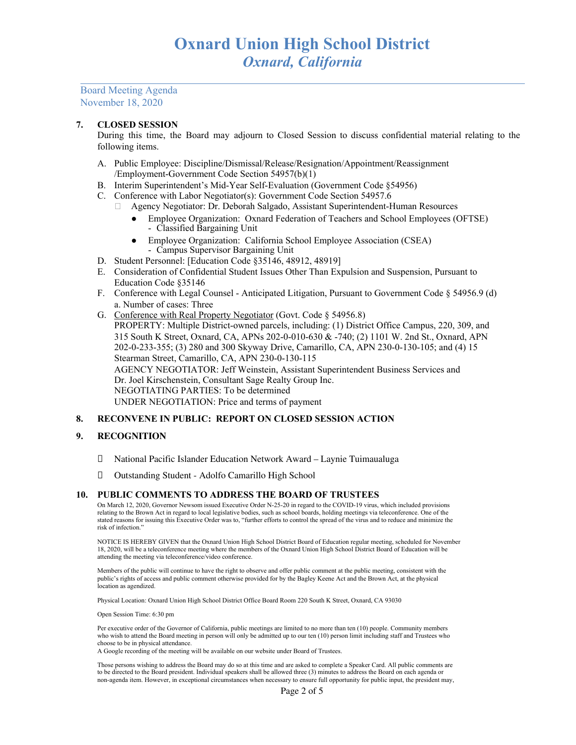Board Meeting Agenda
November 18, 2020

**7. CLOSED SESSION**

During this time, the Board may adjourn to Closed Session to discuss confidential material relating to the following items.

A. Public Employee: Discipline/Dismissal/Release/Resignation/Appointment/Reassignment /Employment-Government Code Section 54957(b)(1)

B. Interim Superintendent's Mid-Year Self-Evaluation (Government Code §54956)

C. Conference with Labor Negotiator(s): Government Code Section 54957.6
   - Agency Negotiator: Dr. Deborah Salgado, Assistant Superintendent-Human Resources
     - Employee Organization: Oxnard Federation of Teachers and School Employees (OFTSE) - Classified Bargaining Unit
     - Employee Organization: California School Employee Association (CSEA) - Campus Supervisor Bargaining Unit

D. Student Personnel: [Education Code §35146, 48912, 48919]

E. Consideration of Confidential Student Issues Other Than Expulsion and Suspension, Pursuant to Education Code §35146

F. Conference with Legal Counsel - Anticipated Litigation, Pursuant to Government Code § 54956.9 (d)
   a. Number of cases: Three

G. Conference with Real Property Negotiator (Govt. Code § 54956.8)
   PROPERTY: Multiple District-owned parcels, including: (1) District Office Campus, 220, 309, and 315 South K Street, Oxnard, CA, APNs 202-0-010-630 & -740; (2) 1101 W. 2nd St., Oxnard, APN 202-0-233-355; (3) 280 and 300 Skyway Drive, Camarillo, CA, APN 230-0-130-105; and (4) 15 Stearman Street, Camarillo, CA, APN 230-0-130-115
   AGENCY NEGOTIATOR: Jeff Weinstein, Assistant Superintendent Business Services and Dr. Joel Kirschenstein, Consultant Sage Realty Group Inc.
   NEGOTIATING PARTIES: To be determined
   UNDER NEGOTIATION: Price and terms of payment

**8. RECONVENE IN PUBLIC: REPORT ON CLOSED SESSION ACTION**

**9. RECOGNITION**

- National Pacific Islander Education Network Award – Laynie Tuimaualuga
- Outstanding Student - Adolfo Camarillo High School

**10. PUBLIC COMMENTS TO ADDRESS THE BOARD OF TRUSTEES**

On March 12, 2020, Governor Newsom issued Executive Order N-25-20 in regard to the COVID-19 virus, which included provisions relating to the Brown Act in regard to local legislative bodies, such as school boards, holding meetings via teleconference. One of the stated reasons for issuing this Executive Order was to, "further efforts to control the spread of the virus and to reduce and minimize the risk of infection."

NOTICE IS HEREBY GIVEN that the Oxnard Union High School District Board of Education regular meeting, scheduled for November 18, 2020, will be a teleconference meeting where the members of the Oxnard Union High School District Board of Education will be attending the meeting via teleconference/video conference.

Members of the public will continue to have the right to observe and offer public comment at the public meeting, consistent with the public's rights of access and public comment otherwise provided for by the Bagley Keene Act and the Brown Act, at the physical location as agendized.

Physical Location: Oxnard Union High School District Office Board Room 220 South K Street, Oxnard, CA 93030

Open Session Time: 6:30 pm

Per executive order of the Governor of California, public meetings are limited to no more than ten (10) people. Community members who wish to attend the Board meeting in person will only be admitted up to our ten (10) person limit including staff and Trustees who choose to be in physical attendance.
A Google recording of the meeting will be available on our website under Board of Trustees.

Those persons wishing to address the Board may do so at this time and are asked to complete a Speaker Card. All public comments are to be directed to the Board president. Individual speakers shall be allowed three (3) minutes to address the Board on each agenda or non-agenda item. However, in exceptional circumstances when necessary to ensure full opportunity for public input, the president may,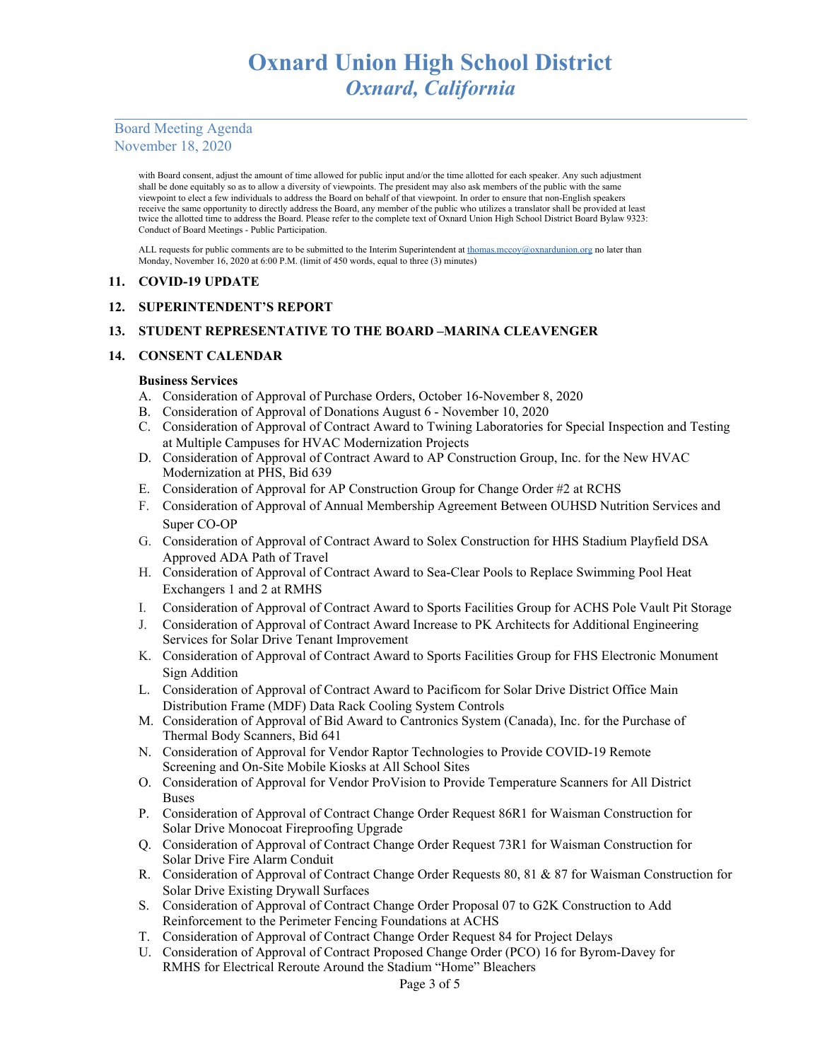with Board consent, adjust the amount of time allowed for public input and/or the time allotted for each speaker. Any such adjustment shall be done equitably so as to allow a diversity of viewpoints. The president may also ask members of the public with the same viewpoint to elect a few individuals to address the Board on behalf of that viewpoint. In order to ensure that non-English speakers receive the same opportunity to directly address the Board, any member of the public who utilizes a translator shall be provided at least twice the allotted time to address the Board. Please refer to the complete text of Oxnard Union High School District Board Bylaw 9323: Conduct of Board Meetings - Public Participation.

ALL requests for public comments are to be submitted to the Interim Superintendent at thomas.mccoy@oxnardunion.org no later than Monday, November 16, 2020 at 6:00 P.M. (limit of 450 words, equal to three (3) minutes)

## 11. COVID-19 UPDATE

## 12. SUPERINTENDENT'S REPORT

## 13. STUDENT REPRESENTATIVE TO THE BOARD –MARINA CLEAVENGER

## 14. CONSENT CALENDAR

**Business Services**

A. Consideration of Approval of Purchase Orders, October 16-November 8, 2020
B. Consideration of Approval of Donations August 6 - November 10, 2020
C. Consideration of Approval of Contract Award to Twining Laboratories for Special Inspection and Testing at Multiple Campuses for HVAC Modernization Projects
D. Consideration of Approval of Contract Award to AP Construction Group, Inc. for the New HVAC Modernization at PHS, Bid 639
E. Consideration of Approval for AP Construction Group for Change Order #2 at RCHS
F. Consideration of Approval of Annual Membership Agreement Between OUHSD Nutrition Services and Super CO-OP
G. Consideration of Approval of Contract Award to Solex Construction for HHS Stadium Playfield DSA Approved ADA Path of Travel
H. Consideration of Approval of Contract Award to Sea-Clear Pools to Replace Swimming Pool Heat Exchangers 1 and 2 at RMHS
I. Consideration of Approval of Contract Award to Sports Facilities Group for ACHS Pole Vault Pit Storage
J. Consideration of Approval of Contract Award Increase to PK Architects for Additional Engineering Services for Solar Drive Tenant Improvement
K. Consideration of Approval of Contract Award to Sports Facilities Group for FHS Electronic Monument Sign Addition
L. Consideration of Approval of Contract Award to Pacificom for Solar Drive District Office Main Distribution Frame (MDF) Data Rack Cooling System Controls
M. Consideration of Approval of Bid Award to Cantronics System (Canada), Inc. for the Purchase of Thermal Body Scanners, Bid 641
N. Consideration of Approval for Vendor Raptor Technologies to Provide COVID-19 Remote Screening and On-Site Mobile Kiosks at All School Sites
O. Consideration of Approval for Vendor ProVision to Provide Temperature Scanners for All District Buses
P. Consideration of Approval of Contract Change Order Request 86R1 for Waisman Construction for Solar Drive Monocoat Fireproofing Upgrade
Q. Consideration of Approval of Contract Change Order Request 73R1 for Waisman Construction for Solar Drive Fire Alarm Conduit
R. Consideration of Approval of Contract Change Order Requests 80, 81 & 87 for Waisman Construction for Solar Drive Existing Drywall Surfaces
S. Consideration of Approval of Contract Change Order Proposal 07 to G2K Construction to Add Reinforcement to the Perimeter Fencing Foundations at ACHS
T. Consideration of Approval of Contract Change Order Request 84 for Project Delays
U. Consideration of Approval of Contract Proposed Change Order (PCO) 16 for Byrom-Davey for RMHS for Electrical Reroute Around the Stadium "Home" Bleachers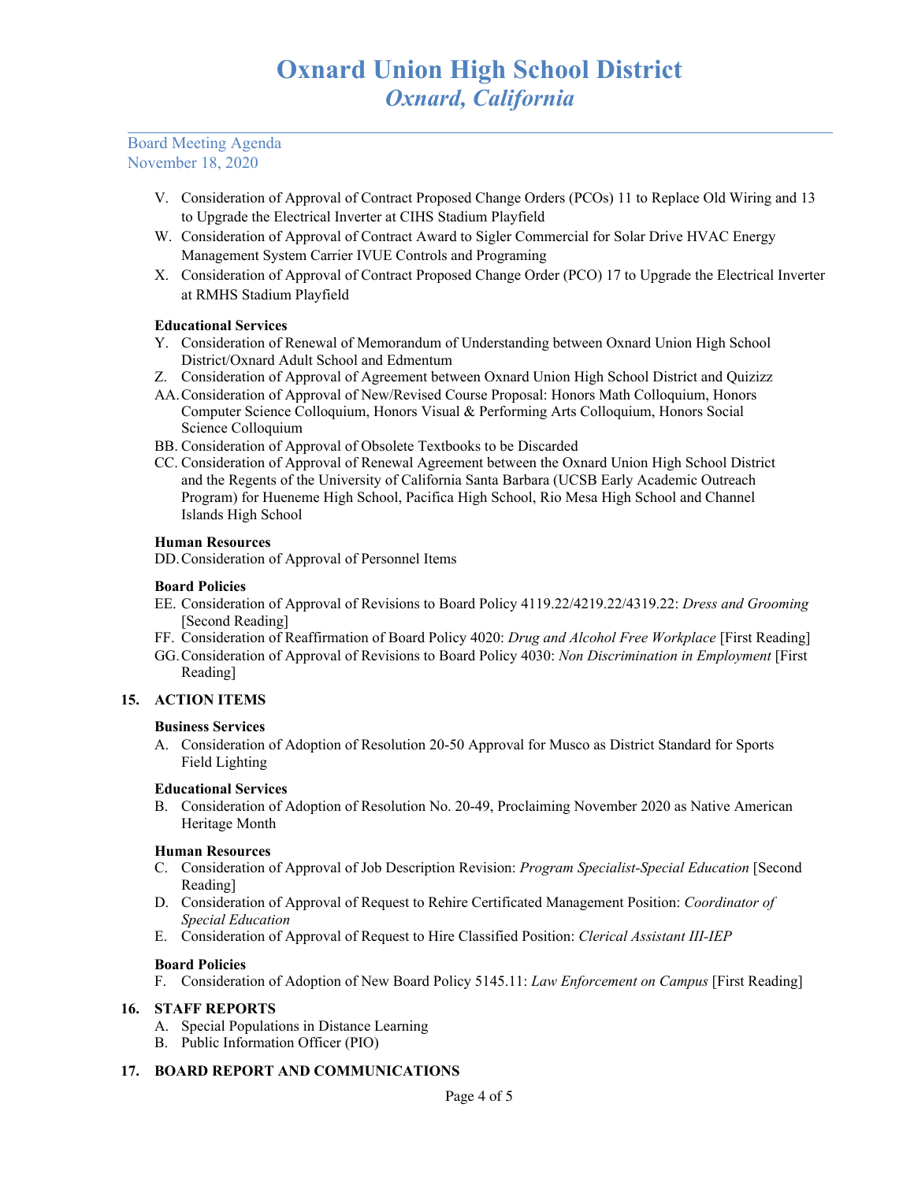V. Consideration of Approval of Contract Proposed Change Orders (PCOs) 11 to Replace Old Wiring and 13 to Upgrade the Electrical Inverter at CIHS Stadium Playfield

W. Consideration of Approval of Contract Award to Sigler Commercial for Solar Drive HVAC Energy Management System Carrier IVUE Controls and Programing

X. Consideration of Approval of Contract Proposed Change Order (PCO) 17 to Upgrade the Electrical Inverter at RMHS Stadium Playfield

**Educational Services**

Y. Consideration of Renewal of Memorandum of Understanding between Oxnard Union High School District/Oxnard Adult School and Edmentum

Z. Consideration of Approval of Agreement between Oxnard Union High School District and Quizizz

AA. Consideration of Approval of New/Revised Course Proposal: Honors Math Colloquium, Honors Computer Science Colloquium, Honors Visual & Performing Arts Colloquium, Honors Social Science Colloquium

BB. Consideration of Approval of Obsolete Textbooks to be Discarded

CC. Consideration of Approval of Renewal Agreement between the Oxnard Union High School District and the Regents of the University of California Santa Barbara (UCSB Early Academic Outreach Program) for Hueneme High School, Pacifica High School, Rio Mesa High School and Channel Islands High School

**Human Resources**

DD. Consideration of Approval of Personnel Items

**Board Policies**

EE. Consideration of Approval of Revisions to Board Policy 4119.22/4219.22/4319.22: *Dress and Grooming* [Second Reading]

FF. Consideration of Reaffirmation of Board Policy 4020: *Drug and Alcohol Free Workplace* [First Reading]

GG. Consideration of Approval of Revisions to Board Policy 4030: *Non Discrimination in Employment* [First Reading]

## 15. ACTION ITEMS

**Business Services**

A. Consideration of Adoption of Resolution 20-50 Approval for Musco as District Standard for Sports Field Lighting

**Educational Services**

B. Consideration of Adoption of Resolution No. 20-49, Proclaiming November 2020 as Native American Heritage Month

**Human Resources**

C. Consideration of Approval of Job Description Revision: *Program Specialist-Special Education* [Second Reading]

D. Consideration of Approval of Request to Rehire Certificated Management Position: *Coordinator of Special Education*

E. Consideration of Approval of Request to Hire Classified Position: *Clerical Assistant III-IEP*

**Board Policies**

F. Consideration of Adoption of New Board Policy 5145.11: *Law Enforcement on Campus* [First Reading]

## 16. STAFF REPORTS

A. Special Populations in Distance Learning

B. Public Information Officer (PIO)

## 17. BOARD REPORT AND COMMUNICATIONS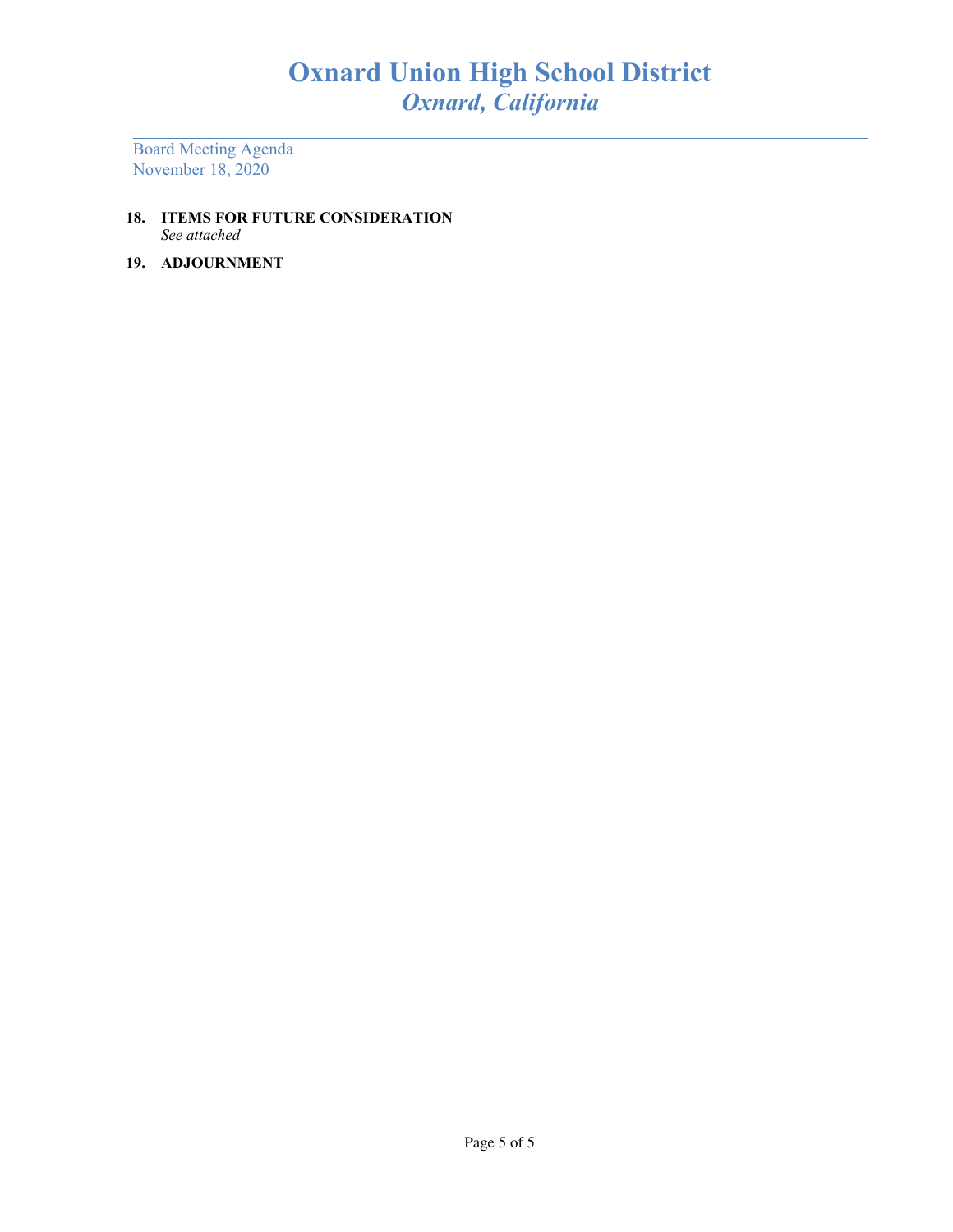**18. ITEMS FOR FUTURE CONSIDERATION**
*See attached*

**19. ADJOURNMENT**